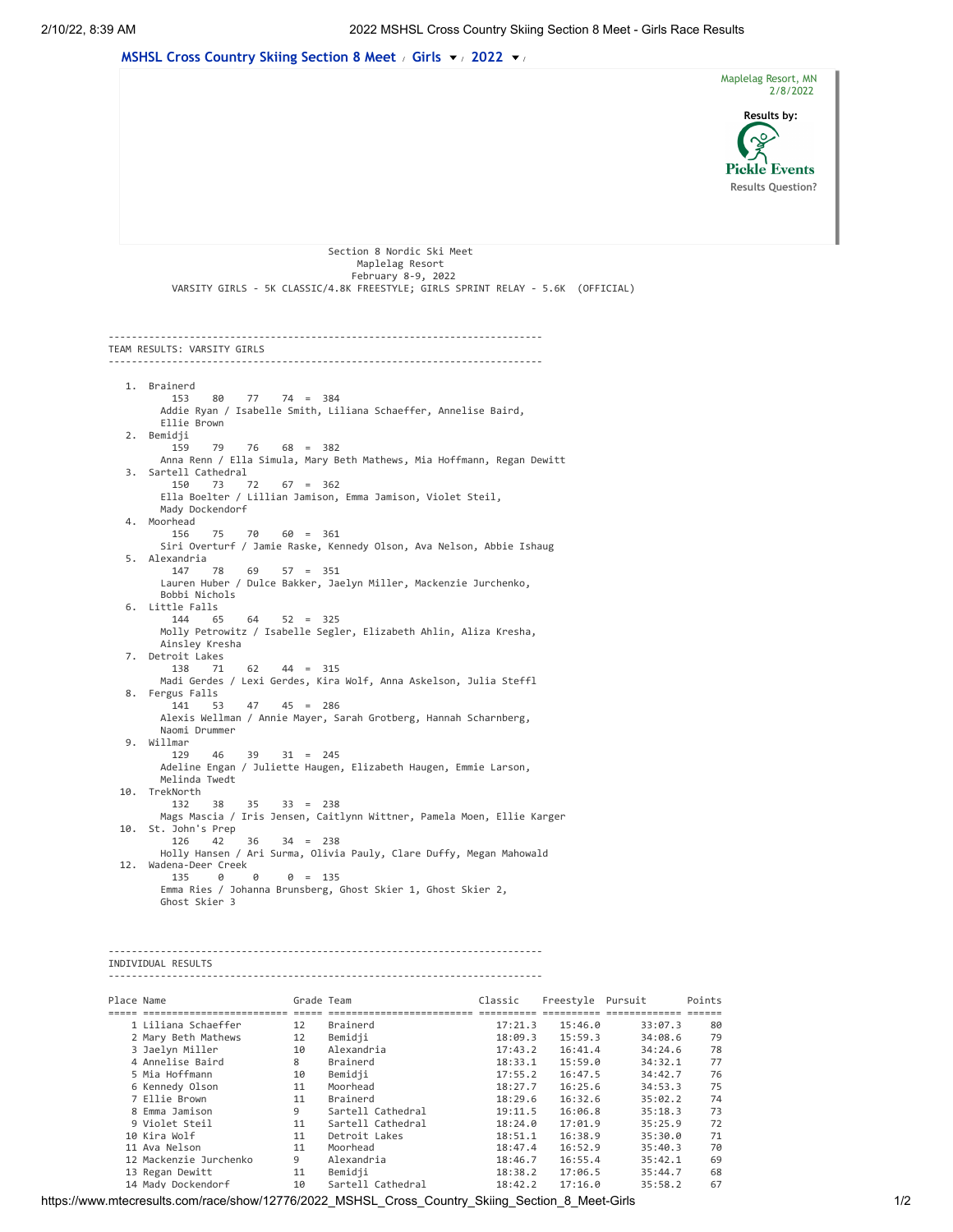**MSHSL Cross Country Skiing Section 8 Meet** / **Girls** / **2022**

Maplelag Resort, MN
2/8/2022

Results by:

Pickle Events

Results Question?

```
                              Section 8 Nordic Ski Meet
                                   Maplelag Resort
                                  February 8-9, 2022
        VARSITY GIRLS - 5K CLASSIC/4.8K FREESTYLE; GIRLS SPRINT RELAY - 5.6K  (OFFICIAL)


---------------------------------------------------------------------------
TEAM RESULTS: VARSITY GIRLS
---------------------------------------------------------------------------

   1.  Brainerd
           153    80    77    74  =  384
         Addie Ryan / Isabelle Smith, Liliana Schaeffer, Annelise Baird,
         Ellie Brown
   2.  Bemidji
           159    79    76    68  =  382
         Anna Renn / Ella Simula, Mary Beth Mathews, Mia Hoffmann, Regan Dewitt
   3.  Sartell Cathedral
           150    73    72    67  =  362
         Ella Boelter / Lillian Jamison, Emma Jamison, Violet Steil,
         Mady Dockendorf
   4.  Moorhead
           156    75    70    60  =  361
         Siri Overturf / Jamie Raske, Kennedy Olson, Ava Nelson, Abbie Ishaug
   5.  Alexandria
           147    78    69    57  =  351
         Lauren Huber / Dulce Bakker, Jaelyn Miller, Mackenzie Jurchenko,
         Bobbi Nichols
   6.  Little Falls
           144    65    64    52  =  325
         Molly Petrowitz / Isabelle Segler, Elizabeth Ahlin, Aliza Kresha,
         Ainsley Kresha
   7.  Detroit Lakes
           138    71    62    44  =  315
         Madi Gerdes / Lexi Gerdes, Kira Wolf, Anna Askelson, Julia Steffl
   8.  Fergus Falls
           141    53    47    45  =  286
         Alexis Wellman / Annie Mayer, Sarah Grotberg, Hannah Scharnberg,
         Naomi Drummer
   9.  Willmar
           129    46    39    31  =  245
         Adeline Engan / Juliette Haugen, Elizabeth Haugen, Emmie Larson,
         Melinda Twedt
  10.  TrekNorth
           132    38    35    33  =  238
         Mags Mascia / Iris Jensen, Caitlynn Wittner, Pamela Moen, Ellie Karger
  10.  St. John's Prep
           126    42    36    34  =  238
         Holly Hansen / Ari Surma, Olivia Pauly, Clare Duffy, Megan Mahowald
  12.  Wadena-Deer Creek
           135     0     0     0  =  135
         Emma Ries / Johanna Brunsberg, Ghost Skier 1, Ghost Skier 2,
         Ghost Skier 3



---------------------------------------------------------------------------
INDIVIDUAL RESULTS
---------------------------------------------------------------------------

Place Name                     Grade Team                     Classic   Freestyle  Pursuit       Points
===== ======================== ===== ======================== ========= ========== ============= ======
    1 Liliana Schaeffer        12    Brainerd                   17:21.3    15:46.0       33:07.3     80
    2 Mary Beth Mathews        12    Bemidji                    18:09.3    15:59.3       34:08.6     79
    3 Jaelyn Miller            10    Alexandria                 17:43.2    16:41.4       34:24.6     78
    4 Annelise Baird           8     Brainerd                   18:33.1    15:59.0       34:32.1     77
    5 Mia Hoffmann             10    Bemidji                    17:55.2    16:47.5       34:42.7     76
    6 Kennedy Olson            11    Moorhead                   18:27.7    16:25.6       34:53.3     75
    7 Ellie Brown              11    Brainerd                   18:29.6    16:32.6       35:02.2     74
    8 Emma Jamison             9     Sartell Cathedral          19:11.5    16:06.8       35:18.3     73
    9 Violet Steil             11    Sartell Cathedral          18:24.0    17:01.9       35:25.9     72
   10 Kira Wolf                11    Detroit Lakes              18:51.1    16:38.9       35:30.0     71
   11 Ava Nelson               11    Moorhead                   18:47.4    16:52.9       35:40.3     70
   12 Mackenzie Jurchenko      9     Alexandria                 18:46.7    16:55.4       35:42.1     69
   13 Regan Dewitt             11    Bemidji                    18:38.2    17:06.5       35:44.7     68
   14 Mady Dockendorf          10    Sartell Cathedral          18:42.2    17:16.0       35:58.2     67
```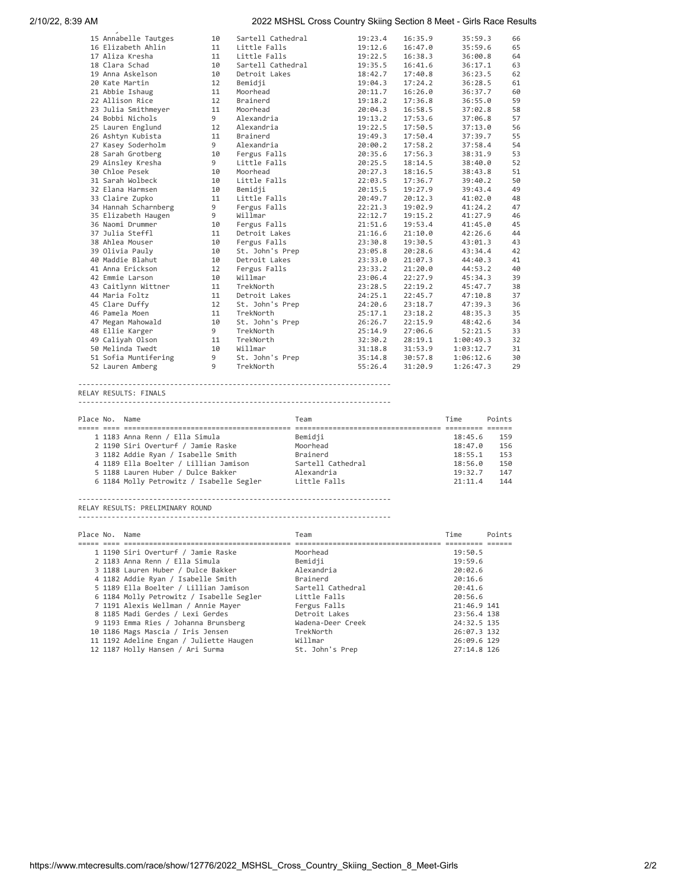| | | | | | | | |
|---|---|---|---|---|---|---|---|
| 15 | Annabelle Tautges | 10 | Sartell Cathedral | 19:23.4 | 16:35.9 | 35:59.3 | 66 |
| 16 | Elizabeth Ahlin | 11 | Little Falls | 19:12.6 | 16:47.0 | 35:59.6 | 65 |
| 17 | Aliza Kresha | 11 | Little Falls | 19:22.5 | 16:38.3 | 36:00.8 | 64 |
| 18 | Clara Schad | 10 | Sartell Cathedral | 19:35.5 | 16:41.6 | 36:17.1 | 63 |
| 19 | Anna Askelson | 10 | Detroit Lakes | 18:42.7 | 17:40.8 | 36:23.5 | 62 |
| 20 | Kate Martin | 12 | Bemidji | 19:04.3 | 17:24.2 | 36:28.5 | 61 |
| 21 | Abbie Ishaug | 11 | Moorhead | 20:11.7 | 16:26.0 | 36:37.7 | 60 |
| 22 | Allison Rice | 12 | Brainerd | 19:18.2 | 17:36.8 | 36:55.0 | 59 |
| 23 | Julia Smithmeyer | 11 | Moorhead | 20:04.3 | 16:58.5 | 37:02.8 | 58 |
| 24 | Bobbi Nichols | 9 | Alexandria | 19:13.2 | 17:53.6 | 37:06.8 | 57 |
| 25 | Lauren Englund | 12 | Alexandria | 19:22.5 | 17:50.5 | 37:13.0 | 56 |
| 26 | Ashtyn Kubista | 11 | Brainerd | 19:49.3 | 17:50.4 | 37:39.7 | 55 |
| 27 | Kasey Soderholm | 9 | Alexandria | 20:00.2 | 17:58.2 | 37:58.4 | 54 |
| 28 | Sarah Grotberg | 10 | Fergus Falls | 20:35.6 | 17:56.3 | 38:31.9 | 53 |
| 29 | Ainsley Kresha | 9 | Little Falls | 20:25.5 | 18:14.5 | 38:40.0 | 52 |
| 30 | Chloe Pesek | 10 | Moorhead | 20:27.3 | 18:16.5 | 38:43.8 | 51 |
| 31 | Sarah Wolbeck | 10 | Little Falls | 22:03.5 | 17:36.7 | 39:40.2 | 50 |
| 32 | Elana Harmsen | 10 | Bemidji | 20:15.5 | 19:27.9 | 39:43.4 | 49 |
| 33 | Claire Zupko | 11 | Little Falls | 20:49.7 | 20:12.3 | 41:02.0 | 48 |
| 34 | Hannah Scharnberg | 9 | Fergus Falls | 22:21.3 | 19:02.9 | 41:24.2 | 47 |
| 35 | Elizabeth Haugen | 9 | Willmar | 22:12.7 | 19:15.2 | 41:27.9 | 46 |
| 36 | Naomi Drummer | 10 | Fergus Falls | 21:51.6 | 19:53.4 | 41:45.0 | 45 |
| 37 | Julia Steffl | 11 | Detroit Lakes | 21:16.6 | 21:10.0 | 42:26.6 | 44 |
| 38 | Ahlea Mouser | 10 | Fergus Falls | 23:30.8 | 19:30.5 | 43:01.3 | 43 |
| 39 | Olivia Pauly | 10 | St. John's Prep | 23:05.8 | 20:28.6 | 43:34.4 | 42 |
| 40 | Maddie Blahut | 10 | Detroit Lakes | 23:33.0 | 21:07.3 | 44:40.3 | 41 |
| 41 | Anna Erickson | 12 | Fergus Falls | 23:33.2 | 21:20.0 | 44:53.2 | 40 |
| 42 | Emmie Larson | 10 | Willmar | 23:06.4 | 22:27.9 | 45:34.3 | 39 |
| 43 | Caitlynn Wittner | 11 | TrekNorth | 23:28.5 | 22:19.2 | 45:47.7 | 38 |
| 44 | Maria Foltz | 11 | Detroit Lakes | 24:25.1 | 22:45.7 | 47:10.8 | 37 |
| 45 | Clare Duffy | 12 | St. John's Prep | 24:20.6 | 23:18.7 | 47:39.3 | 36 |
| 46 | Pamela Moen | 11 | TrekNorth | 25:17.1 | 23:18.2 | 48:35.3 | 35 |
| 47 | Megan Mahowald | 10 | St. John's Prep | 26:26.7 | 22:15.9 | 48:42.6 | 34 |
| 48 | Ellie Karger | 9 | TrekNorth | 25:14.9 | 27:06.6 | 52:21.5 | 33 |
| 49 | Caliyah Olson | 11 | TrekNorth | 32:30.2 | 28:19.1 | 1:00:49.3 | 32 |
| 50 | Melinda Twedt | 10 | Willmar | 31:18.8 | 31:53.9 | 1:03:12.7 | 31 |
| 51 | Sofia Muntifering | 9 | St. John's Prep | 35:14.8 | 30:57.8 | 1:06:12.6 | 30 |
| 52 | Lauren Amberg | 9 | TrekNorth | 55:26.4 | 31:20.9 | 1:26:47.3 | 29 |

## RELAY RESULTS: FINALS

| Place | No. | Name | Team | Time | Points |
|---|---|---|---|---|---|
| 1 | 1183 | Anna Renn / Ella Simula | Bemidji | 18:45.6 | 159 |
| 2 | 1190 | Siri Overturf / Jamie Raske | Moorhead | 18:47.0 | 156 |
| 3 | 1182 | Addie Ryan / Isabelle Smith | Brainerd | 18:55.1 | 153 |
| 4 | 1189 | Ella Boelter / Lillian Jamison | Sartell Cathedral | 18:56.0 | 150 |
| 5 | 1188 | Lauren Huber / Dulce Bakker | Alexandria | 19:32.7 | 147 |
| 6 | 1184 | Molly Petrowitz / Isabelle Segler | Little Falls | 21:11.4 | 144 |

## RELAY RESULTS: PRELIMINARY ROUND

| Place | No. | Name | Team | Time | Points |
|---|---|---|---|---|---|
| 1 | 1190 | Siri Overturf / Jamie Raske | Moorhead | 19:50.5 | |
| 2 | 1183 | Anna Renn / Ella Simula | Bemidji | 19:59.6 | |
| 3 | 1188 | Lauren Huber / Dulce Bakker | Alexandria | 20:02.6 | |
| 4 | 1182 | Addie Ryan / Isabelle Smith | Brainerd | 20:16.6 | |
| 5 | 1189 | Ella Boelter / Lillian Jamison | Sartell Cathedral | 20:41.6 | |
| 6 | 1184 | Molly Petrowitz / Isabelle Segler | Little Falls | 20:56.6 | |
| 7 | 1191 | Alexis Wellman / Annie Mayer | Fergus Falls | 21:46.9 | 141 |
| 8 | 1185 | Madi Gerdes / Lexi Gerdes | Detroit Lakes | 23:56.4 | 138 |
| 9 | 1193 | Emma Ries / Johanna Brunsberg | Wadena-Deer Creek | 24:32.5 | 135 |
| 10 | 1186 | Mags Mascia / Iris Jensen | TrekNorth | 26:07.3 | 132 |
| 11 | 1192 | Adeline Engan / Juliette Haugen | Willmar | 26:09.6 | 129 |
| 12 | 1187 | Holly Hansen / Ari Surma | St. John's Prep | 27:14.8 | 126 |